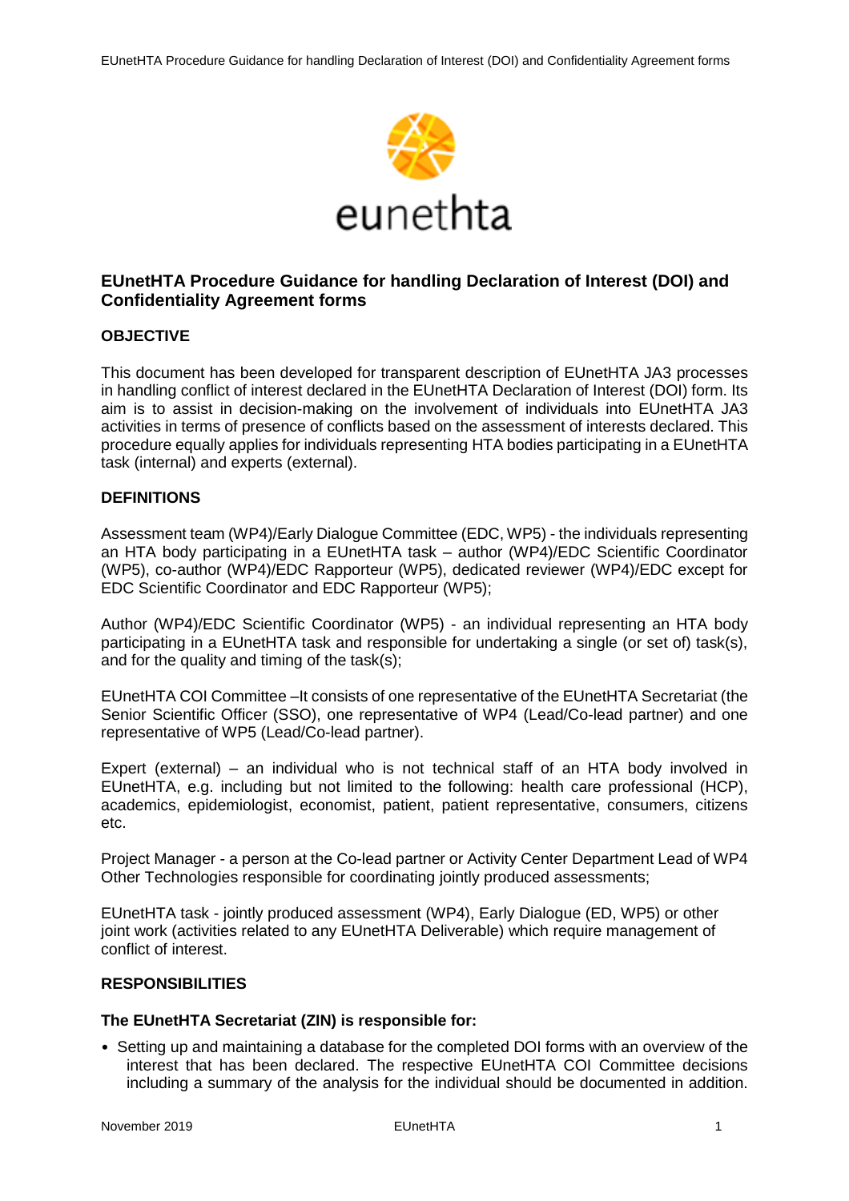eunethta

# EUnetHTA Procedure Guidance for handling Declaration of Interest (DOI) and Confidentiality Agreement forms

## OBJECTIVE

This document has been developed for transparent description of EUnetHTA JA3 processes in handling conflict of interest declared in the EUnetHTA Declaration of Interest (DOI) form. Its aim is to assist in decision-making on the involvement of individuals into EUnetHTA JA3 activities in terms of presence of conflicts based on the assessment of interests declared. This procedure equally applies for individuals representing HTA bodies participating in a EUnetHTA task (internal) and experts (external).

## DEFINITIONS

Assessment team (WP4)/Early Dialogue Committee (EDC, WP5) - the individuals representing an HTA body participating in a EUnetHTA task – author (WP4)/EDC Scientific Coordinator (WP5), co-author (WP4)/EDC Rapporteur (WP5), dedicated reviewer (WP4)/EDC except for EDC Scientific Coordinator and EDC Rapporteur (WP5);

Author (WP4)/EDC Scientific Coordinator (WP5) - an individual representing an HTA body participating in a EUnetHTA task and responsible for undertaking a single (or set of) task(s), and for the quality and timing of the task(s);

EUnetHTA COI Committee –It consists of one representative of the EUnetHTA Secretariat (the Senior Scientific Officer (SSO), one representative of WP4 (Lead/Co-lead partner) and one representative of WP5 (Lead/Co-lead partner).

Expert (external) – an individual who is not technical staff of an HTA body involved in EUnetHTA, e.g. including but not limited to the following: health care professional (HCP), academics, epidemiologist, economist, patient, patient representative, consumers, citizens etc.

Project Manager - a person at the Co-lead partner or Activity Center Department Lead of WP4 Other Technologies responsible for coordinating jointly produced assessments;

EUnetHTA task - jointly produced assessment (WP4), Early Dialogue (ED, WP5) or other joint work (activities related to any EUnetHTA Deliverable) which require management of conflict of interest.

## RESPONSIBILITIES

### The EUnetHTA Secretariat (ZIN) is responsible for:

- Setting up and maintaining a database for the completed DOI forms with an overview of the interest that has been declared. The respective EUnetHTA COI Committee decisions including a summary of the analysis for the individual should be documented in addition.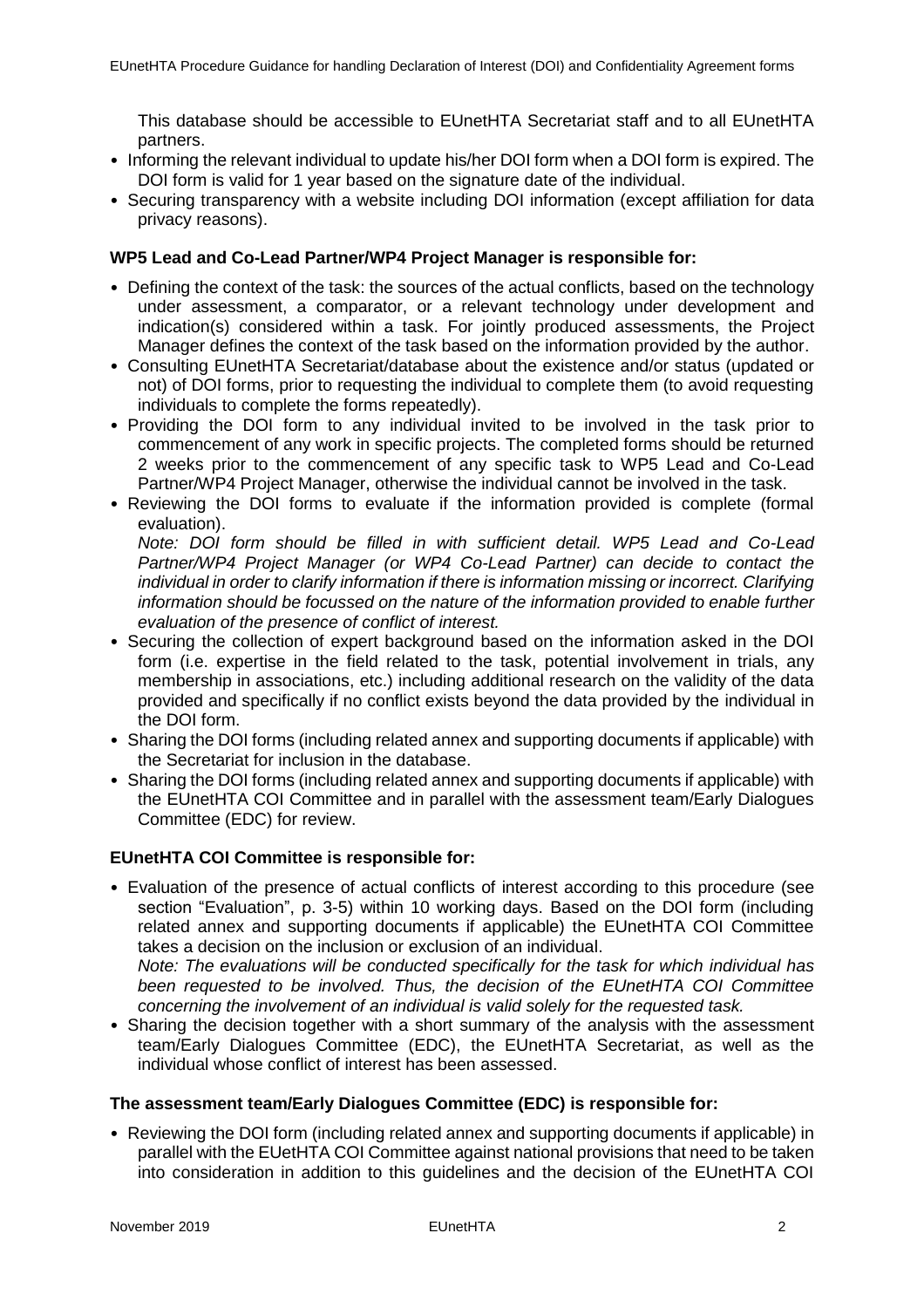This database should be accessible to EUnetHTA Secretariat staff and to all EUnetHTA partners.

- Informing the relevant individual to update his/her DOI form when a DOI form is expired. The DOI form is valid for 1 year based on the signature date of the individual.
- Securing transparency with a website including DOI information (except affiliation for data privacy reasons).

**WP5 Lead and Co-Lead Partner/WP4 Project Manager is responsible for:**

- Defining the context of the task: the sources of the actual conflicts, based on the technology under assessment, a comparator, or a relevant technology under development and indication(s) considered within a task. For jointly produced assessments, the Project Manager defines the context of the task based on the information provided by the author.
- Consulting EUnetHTA Secretariat/database about the existence and/or status (updated or not) of DOI forms, prior to requesting the individual to complete them (to avoid requesting individuals to complete the forms repeatedly).
- Providing the DOI form to any individual invited to be involved in the task prior to commencement of any work in specific projects. The completed forms should be returned 2 weeks prior to the commencement of any specific task to WP5 Lead and Co-Lead Partner/WP4 Project Manager, otherwise the individual cannot be involved in the task.
- Reviewing the DOI forms to evaluate if the information provided is complete (formal evaluation).
  *Note: DOI form should be filled in with sufficient detail. WP5 Lead and Co-Lead Partner/WP4 Project Manager (or WP4 Co-Lead Partner) can decide to contact the individual in order to clarify information if there is information missing or incorrect. Clarifying information should be focussed on the nature of the information provided to enable further evaluation of the presence of conflict of interest.*
- Securing the collection of expert background based on the information asked in the DOI form (i.e. expertise in the field related to the task, potential involvement in trials, any membership in associations, etc.) including additional research on the validity of the data provided and specifically if no conflict exists beyond the data provided by the individual in the DOI form.
- Sharing the DOI forms (including related annex and supporting documents if applicable) with the Secretariat for inclusion in the database.
- Sharing the DOI forms (including related annex and supporting documents if applicable) with the EUnetHTA COI Committee and in parallel with the assessment team/Early Dialogues Committee (EDC) for review.

**EUnetHTA COI Committee is responsible for:**

- Evaluation of the presence of actual conflicts of interest according to this procedure (see section "Evaluation", p. 3-5) within 10 working days. Based on the DOI form (including related annex and supporting documents if applicable) the EUnetHTA COI Committee takes a decision on the inclusion or exclusion of an individual.
  *Note: The evaluations will be conducted specifically for the task for which individual has been requested to be involved. Thus, the decision of the EUnetHTA COI Committee concerning the involvement of an individual is valid solely for the requested task.*
- Sharing the decision together with a short summary of the analysis with the assessment team/Early Dialogues Committee (EDC), the EUnetHTA Secretariat, as well as the individual whose conflict of interest has been assessed.

**The assessment team/Early Dialogues Committee (EDC) is responsible for:**

- Reviewing the DOI form (including related annex and supporting documents if applicable) in parallel with the EUetHTA COI Committee against national provisions that need to be taken into consideration in addition to this guidelines and the decision of the EUnetHTA COI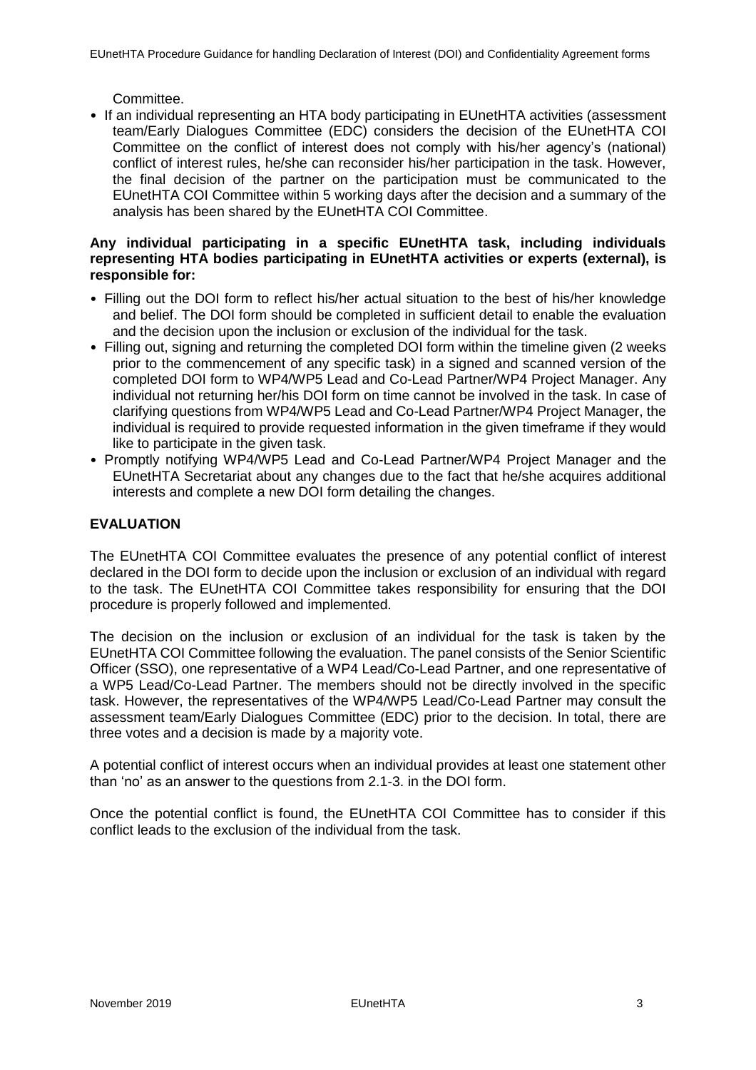Committee.

- If an individual representing an HTA body participating in EUnetHTA activities (assessment team/Early Dialogues Committee (EDC) considers the decision of the EUnetHTA COI Committee on the conflict of interest does not comply with his/her agency's (national) conflict of interest rules, he/she can reconsider his/her participation in the task. However, the final decision of the partner on the participation must be communicated to the EUnetHTA COI Committee within 5 working days after the decision and a summary of the analysis has been shared by the EUnetHTA COI Committee.

**Any individual participating in a specific EUnetHTA task, including individuals representing HTA bodies participating in EUnetHTA activities or experts (external), is responsible for:**

- Filling out the DOI form to reflect his/her actual situation to the best of his/her knowledge and belief. The DOI form should be completed in sufficient detail to enable the evaluation and the decision upon the inclusion or exclusion of the individual for the task.
- Filling out, signing and returning the completed DOI form within the timeline given (2 weeks prior to the commencement of any specific task) in a signed and scanned version of the completed DOI form to WP4/WP5 Lead and Co-Lead Partner/WP4 Project Manager. Any individual not returning her/his DOI form on time cannot be involved in the task. In case of clarifying questions from WP4/WP5 Lead and Co-Lead Partner/WP4 Project Manager, the individual is required to provide requested information in the given timeframe if they would like to participate in the given task.
- Promptly notifying WP4/WP5 Lead and Co-Lead Partner/WP4 Project Manager and the EUnetHTA Secretariat about any changes due to the fact that he/she acquires additional interests and complete a new DOI form detailing the changes.

## EVALUATION

The EUnetHTA COI Committee evaluates the presence of any potential conflict of interest declared in the DOI form to decide upon the inclusion or exclusion of an individual with regard to the task. The EUnetHTA COI Committee takes responsibility for ensuring that the DOI procedure is properly followed and implemented.

The decision on the inclusion or exclusion of an individual for the task is taken by the EUnetHTA COI Committee following the evaluation. The panel consists of the Senior Scientific Officer (SSO), one representative of a WP4 Lead/Co-Lead Partner, and one representative of a WP5 Lead/Co-Lead Partner. The members should not be directly involved in the specific task. However, the representatives of the WP4/WP5 Lead/Co-Lead Partner may consult the assessment team/Early Dialogues Committee (EDC) prior to the decision. In total, there are three votes and a decision is made by a majority vote.

A potential conflict of interest occurs when an individual provides at least one statement other than 'no' as an answer to the questions from 2.1-3. in the DOI form.

Once the potential conflict is found, the EUnetHTA COI Committee has to consider if this conflict leads to the exclusion of the individual from the task.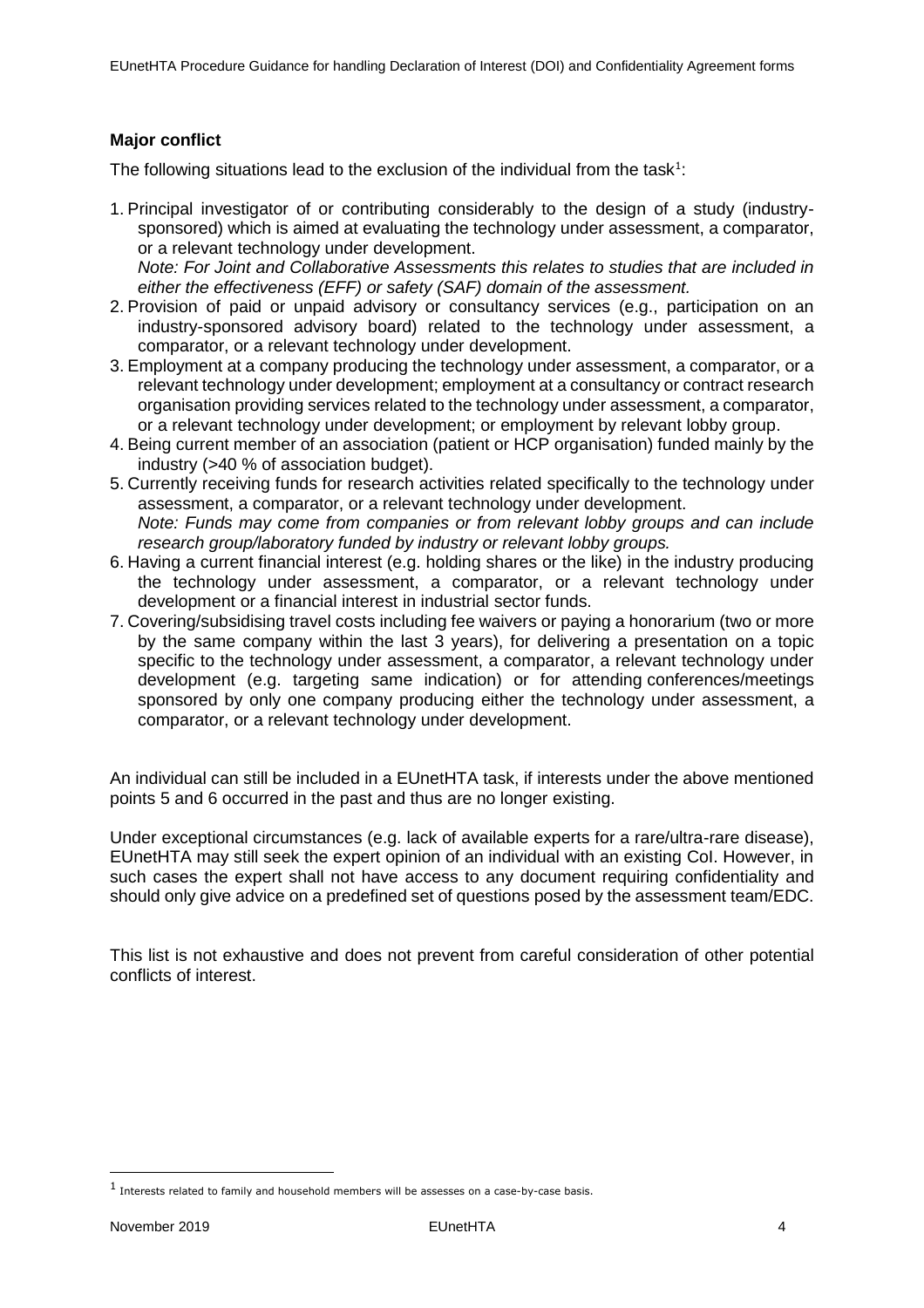### Major conflict

The following situations lead to the exclusion of the individual from the task[1]:

1. Principal investigator of or contributing considerably to the design of a study (industry-sponsored) which is aimed at evaluating the technology under assessment, a comparator, or a relevant technology under development.
   *Note: For Joint and Collaborative Assessments this relates to studies that are included in either the effectiveness (EFF) or safety (SAF) domain of the assessment.*
2. Provision of paid or unpaid advisory or consultancy services (e.g., participation on an industry-sponsored advisory board) related to the technology under assessment, a comparator, or a relevant technology under development.
3. Employment at a company producing the technology under assessment, a comparator, or a relevant technology under development; employment at a consultancy or contract research organisation providing services related to the technology under assessment, a comparator, or a relevant technology under development; or employment by relevant lobby group.
4. Being current member of an association (patient or HCP organisation) funded mainly by the industry (>40 % of association budget).
5. Currently receiving funds for research activities related specifically to the technology under assessment, a comparator, or a relevant technology under development.
   *Note: Funds may come from companies or from relevant lobby groups and can include research group/laboratory funded by industry or relevant lobby groups.*
6. Having a current financial interest (e.g. holding shares or the like) in the industry producing the technology under assessment, a comparator, or a relevant technology under development or a financial interest in industrial sector funds.
7. Covering/subsidising travel costs including fee waivers or paying a honorarium (two or more by the same company within the last 3 years), for delivering a presentation on a topic specific to the technology under assessment, a comparator, a relevant technology under development (e.g. targeting same indication) or for attending conferences/meetings sponsored by only one company producing either the technology under assessment, a comparator, or a relevant technology under development.

An individual can still be included in a EUnetHTA task, if interests under the above mentioned points 5 and 6 occurred in the past and thus are no longer existing.

Under exceptional circumstances (e.g. lack of available experts for a rare/ultra-rare disease), EUnetHTA may still seek the expert opinion of an individual with an existing CoI. However, in such cases the expert shall not have access to any document requiring confidentiality and should only give advice on a predefined set of questions posed by the assessment team/EDC.

This list is not exhaustive and does not prevent from careful consideration of other potential conflicts of interest.

[1] Interests related to family and household members will be assesses on a case-by-case basis.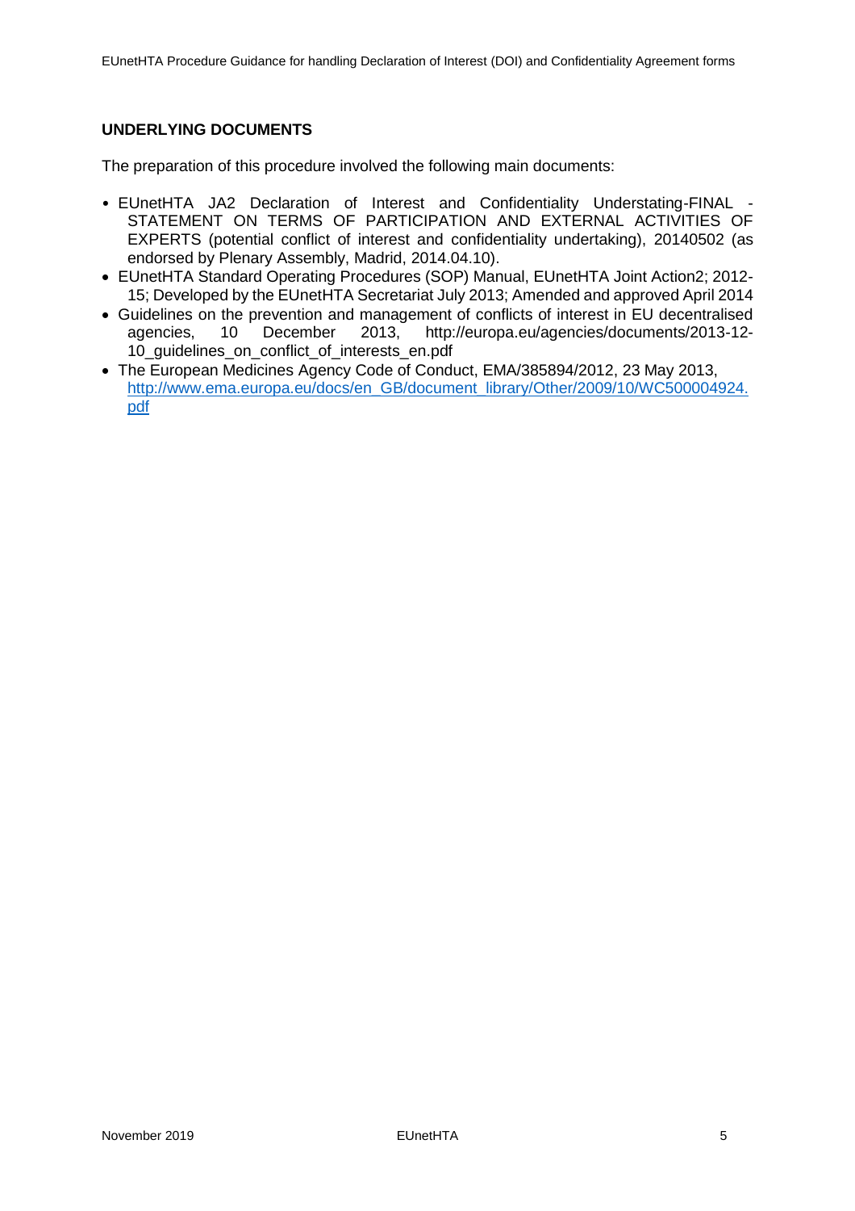## UNDERLYING DOCUMENTS

The preparation of this procedure involved the following main documents:

- EUnetHTA JA2 Declaration of Interest and Confidentiality Understating-FINAL - STATEMENT ON TERMS OF PARTICIPATION AND EXTERNAL ACTIVITIES OF EXPERTS (potential conflict of interest and confidentiality undertaking), 20140502 (as endorsed by Plenary Assembly, Madrid, 2014.04.10).
- EUnetHTA Standard Operating Procedures (SOP) Manual, EUnetHTA Joint Action2; 2012-15; Developed by the EUnetHTA Secretariat July 2013; Amended and approved April 2014
- Guidelines on the prevention and management of conflicts of interest in EU decentralised agencies, 10 December 2013, http://europa.eu/agencies/documents/2013-12-10_guidelines_on_conflict_of_interests_en.pdf
- The European Medicines Agency Code of Conduct, EMA/385894/2012, 23 May 2013, http://www.ema.europa.eu/docs/en_GB/document_library/Other/2009/10/WC500004924.pdf